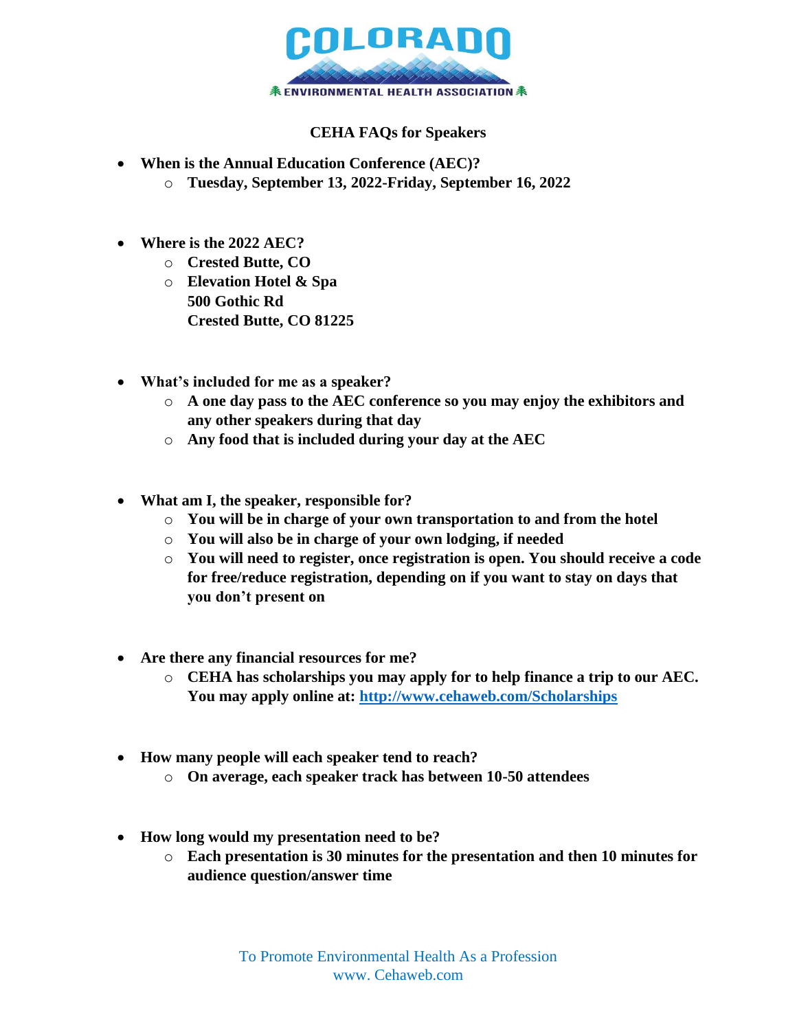# COLORADO

ENVIRONMENTAL HEALTH ASSOCIATION

## CEHA FAQs for Speakers

- **When is the Annual Education Conference (AEC)?**
  - **Tuesday, September 13, 2022-Friday, September 16, 2022**

- **Where is the 2022 AEC?**
  - **Crested Butte, CO**
  - **Elevation Hotel & Spa**
    **500 Gothic Rd**
    **Crested Butte, CO 81225**

- **What's included for me as a speaker?**
  - **A one day pass to the AEC conference so you may enjoy the exhibitors and any other speakers during that day**
  - **Any food that is included during your day at the AEC**

- **What am I, the speaker, responsible for?**
  - **You will be in charge of your own transportation to and from the hotel**
  - **You will also be in charge of your own lodging, if needed**
  - **You will need to register, once registration is open. You should receive a code for free/reduce registration, depending on if you want to stay on days that you don't present on**

- **Are there any financial resources for me?**
  - **CEHA has scholarships you may apply for to help finance a trip to our AEC. You may apply online at: [http://www.cehaweb.com/Scholarships](http://www.cehaweb.com/Scholarships)**

- **How many people will each speaker tend to reach?**
  - **On average, each speaker track has between 10-50 attendees**

- **How long would my presentation need to be?**
  - **Each presentation is 30 minutes for the presentation and then 10 minutes for audience question/answer time**

To Promote Environmental Health As a Profession
www. Cehaweb.com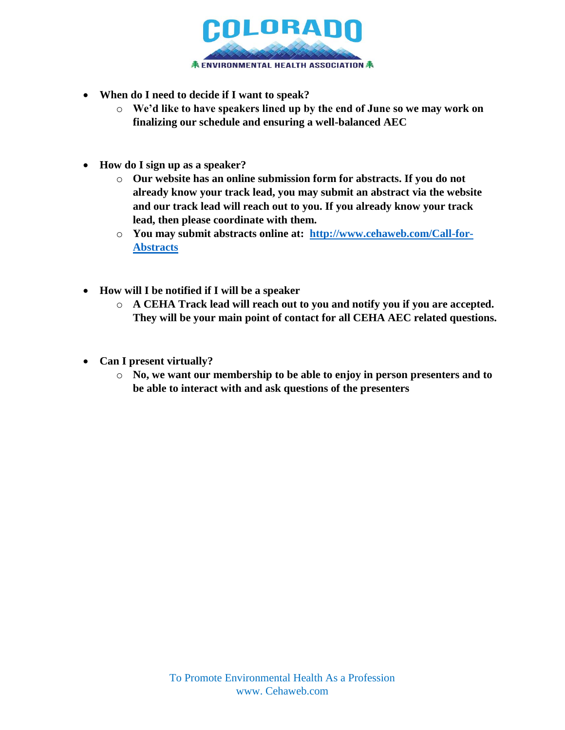- **When do I need to decide if I want to speak?**
  - **We'd like to have speakers lined up by the end of June so we may work on finalizing our schedule and ensuring a well-balanced AEC**

- **How do I sign up as a speaker?**
  - **Our website has an online submission form for abstracts. If you do not already know your track lead, you may submit an abstract via the website and our track lead will reach out to you. If you already know your track lead, then please coordinate with them.**
  - **You may submit abstracts online at: [http://www.cehaweb.com/Call-for-Abstracts](http://www.cehaweb.com/Call-for-Abstracts)**

- **How will I be notified if I will be a speaker**
  - **A CEHA Track lead will reach out to you and notify you if you are accepted. They will be your main point of contact for all CEHA AEC related questions.**

- **Can I present virtually?**
  - **No, we want our membership to be able to enjoy in person presenters and to be able to interact with and ask questions of the presenters**